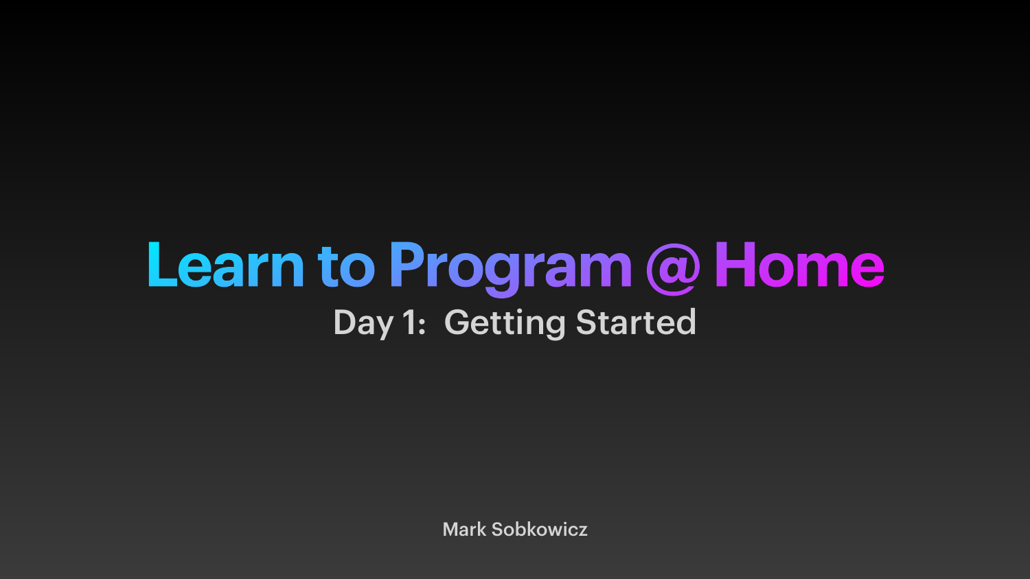# Learn to Program @ Home

## Day 1:  Getting Started

Mark Sobkowicz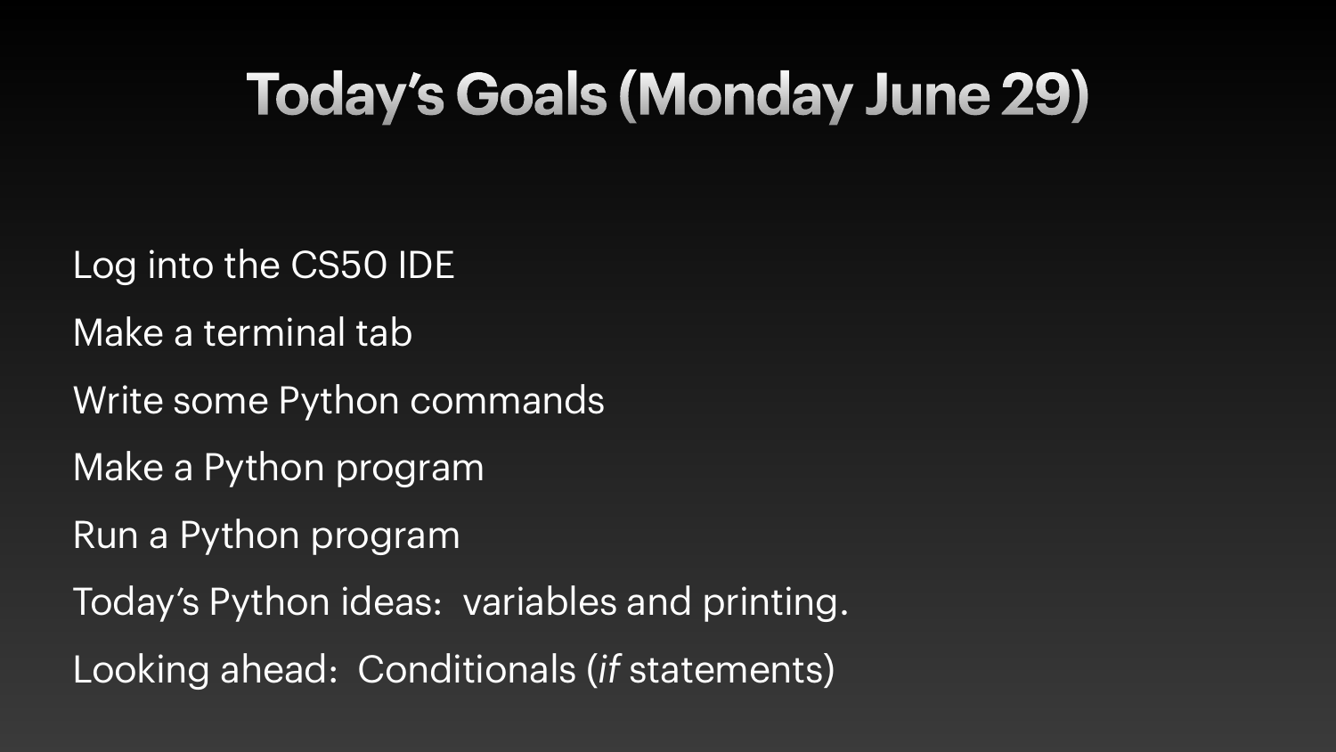# Today's Goals (Monday June 29)

Log into the CS50 IDE

Make a terminal tab

Write some Python commands

Make a Python program

Run a Python program

Today's Python ideas: variables and printing.

Looking ahead: Conditionals (*if* statements)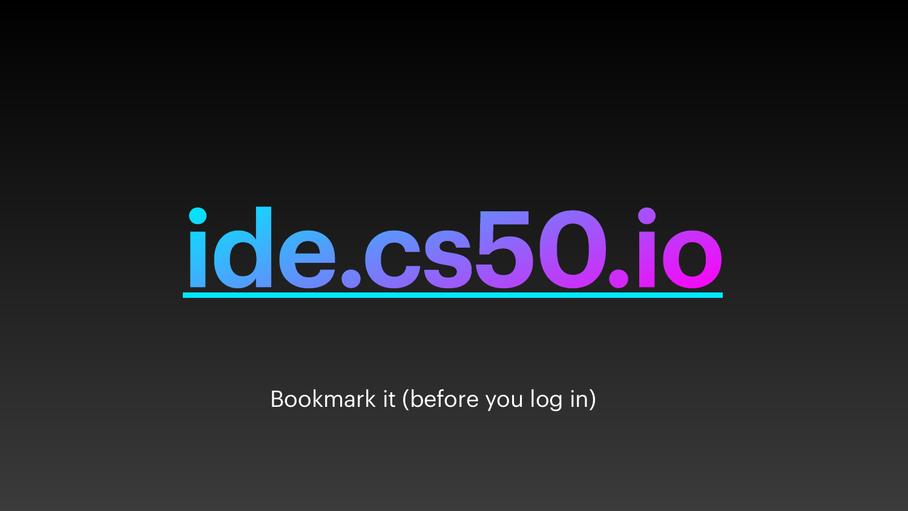# [ide.cs50.io](https://ide.cs50.io)

Bookmark it (before you log in)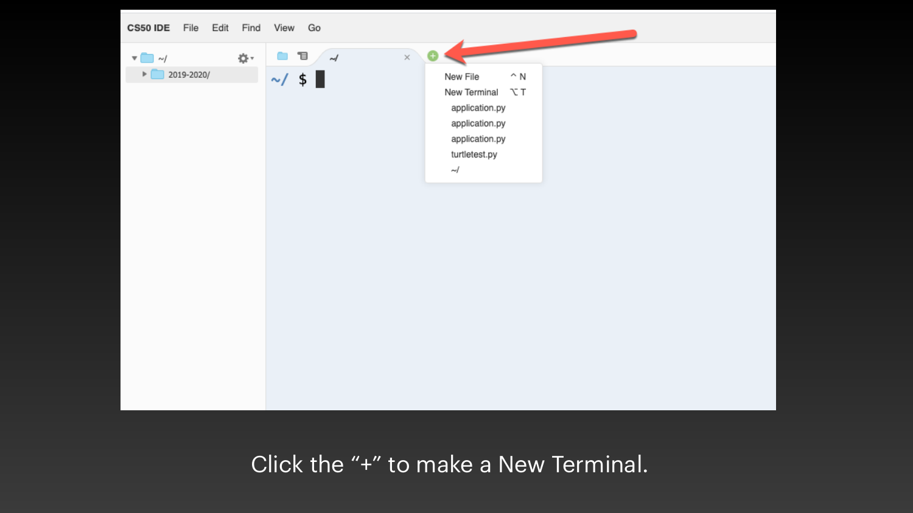Click the “+” to make a New Terminal.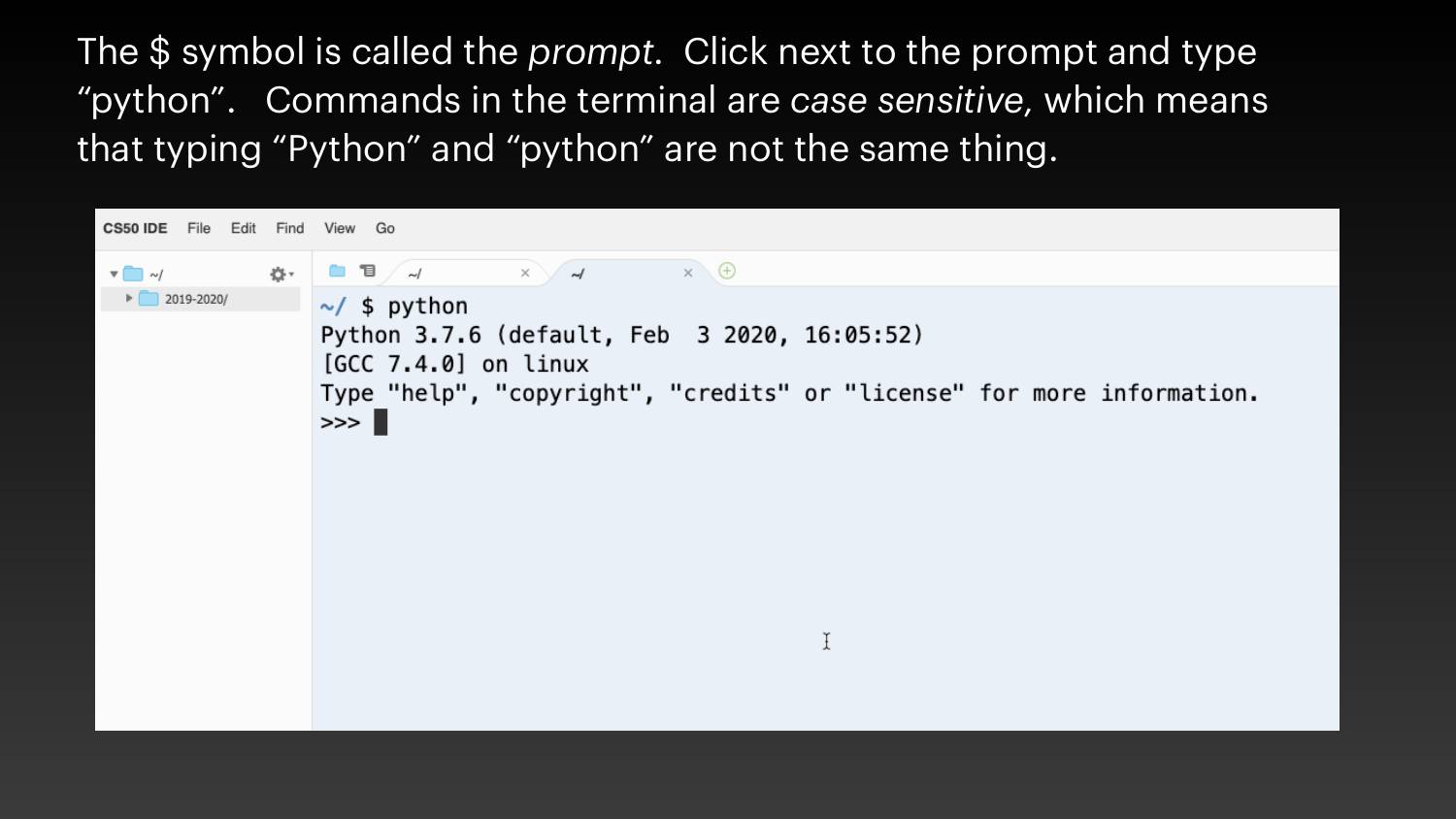The $ symbol is called the *prompt*. Click next to the prompt and type "python". Commands in the terminal are *case sensitive*, which means that typing "Python" and "python" are not the same thing.

```
~/ $ python
Python 3.7.6 (default, Feb  3 2020, 16:05:52)
[GCC 7.4.0] on linux
Type "help", "copyright", "credits" or "license" for more information.
>>>
```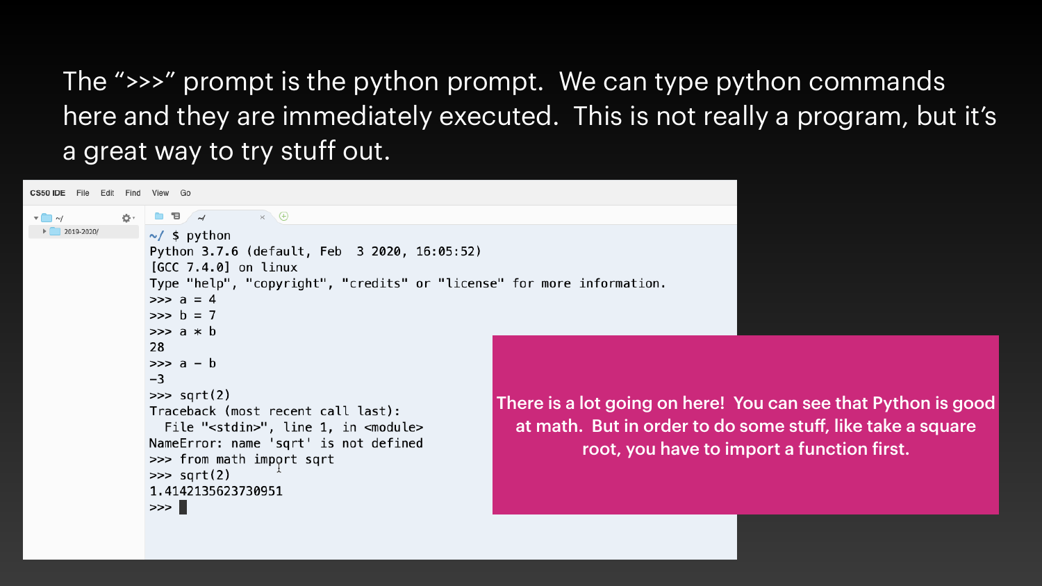The “>>>” prompt is the python prompt. We can type python commands here and they are immediately executed. This is not really a program, but it’s a great way to try stuff out.

```
~/ $ python
Python 3.7.6 (default, Feb  3 2020, 16:05:52)
[GCC 7.4.0] on linux
Type "help", "copyright", "credits" or "license" for more information.
>>> a = 4
>>> b = 7
>>> a * b
28
>>> a - b
-3
>>> sqrt(2)
Traceback (most recent call last):
  File "<stdin>", line 1, in <module>
NameError: name 'sqrt' is not defined
>>> from math import sqrt
>>> sqrt(2)
1.4142135623730951
>>>
```

There is a lot going on here! You can see that Python is good at math. But in order to do some stuff, like take a square root, you have to import a function first.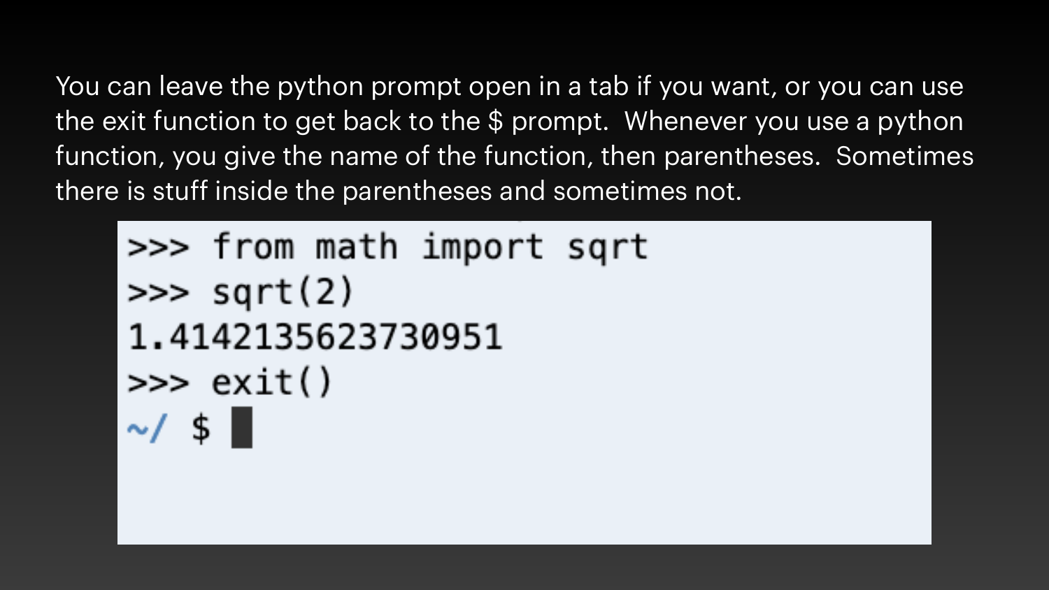You can leave the python prompt open in a tab if you want, or you can use the exit function to get back to the $ prompt.  Whenever you use a python function, you give the name of the function, then parentheses.  Sometimes there is stuff inside the parentheses and sometimes not.

```
>>> from math import sqrt
>>> sqrt(2)
1.4142135623730951
>>> exit()
~/ $
```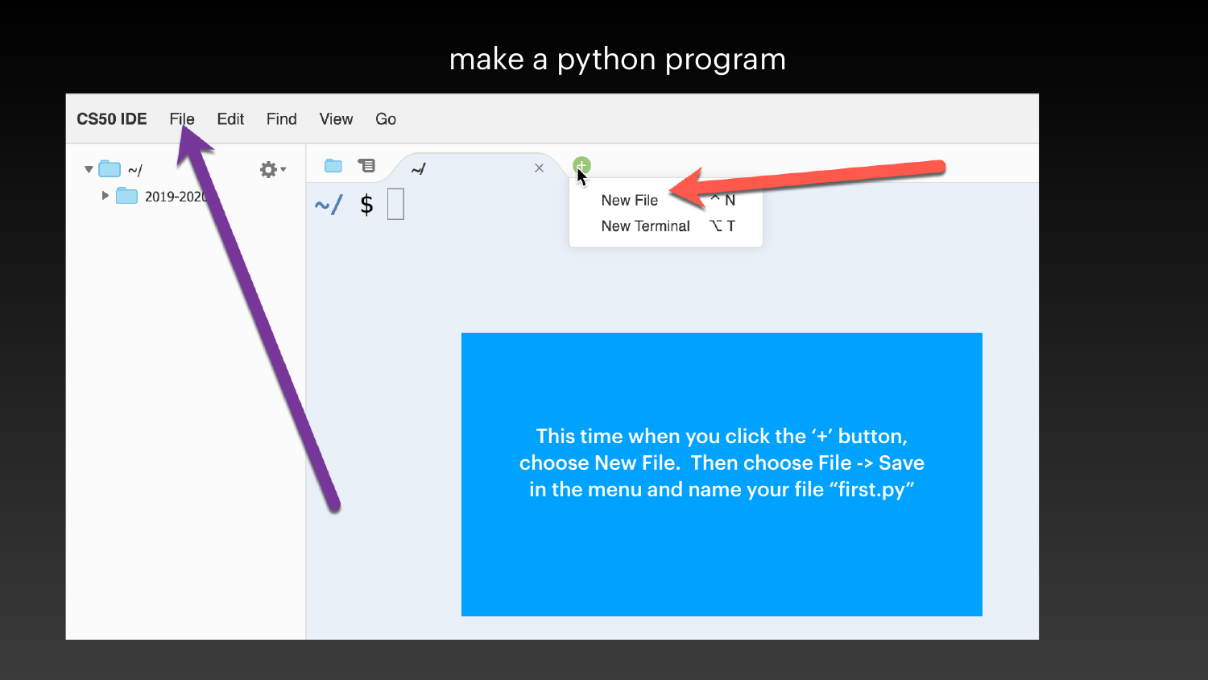# make a python program

This time when you click the '+' button, choose New File. Then choose File -> Save in the menu and name your file "first.py"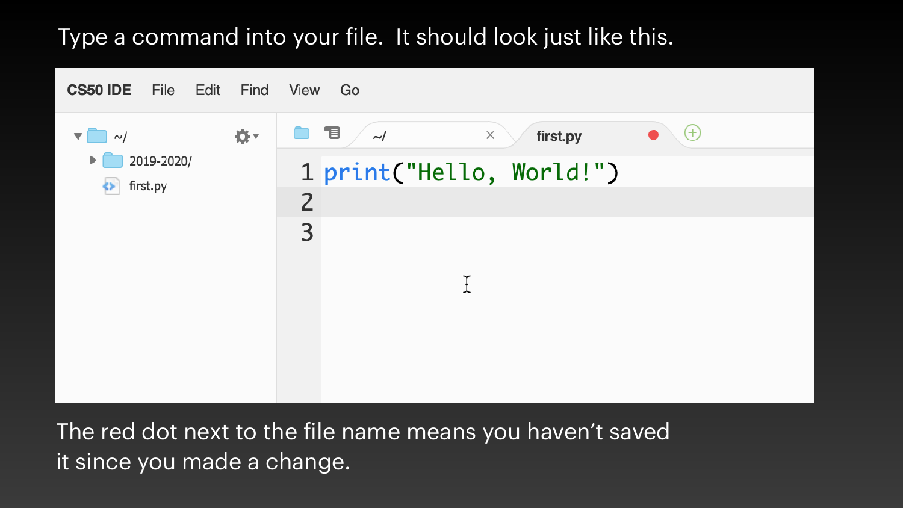Type a command into your file. It should look just like this.

```
print("Hello, World!")
```

The red dot next to the file name means you haven't saved it since you made a change.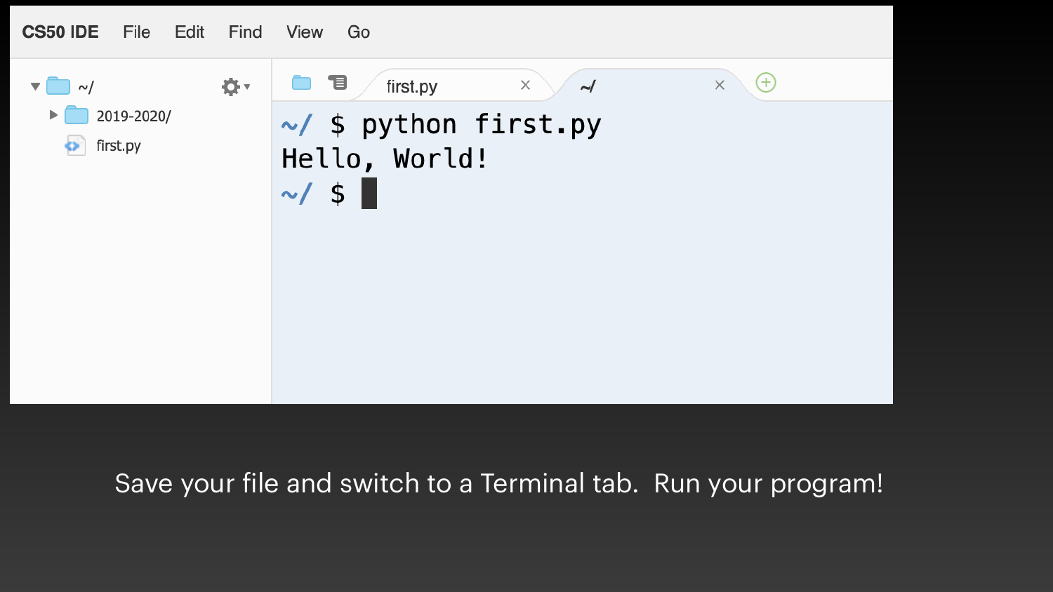CS50 IDE File Edit Find View Go

~/
- 2019-2020/
- first.py

```
~/ $ python first.py
Hello, World!
~/ $
```

Save your file and switch to a Terminal tab. Run your program!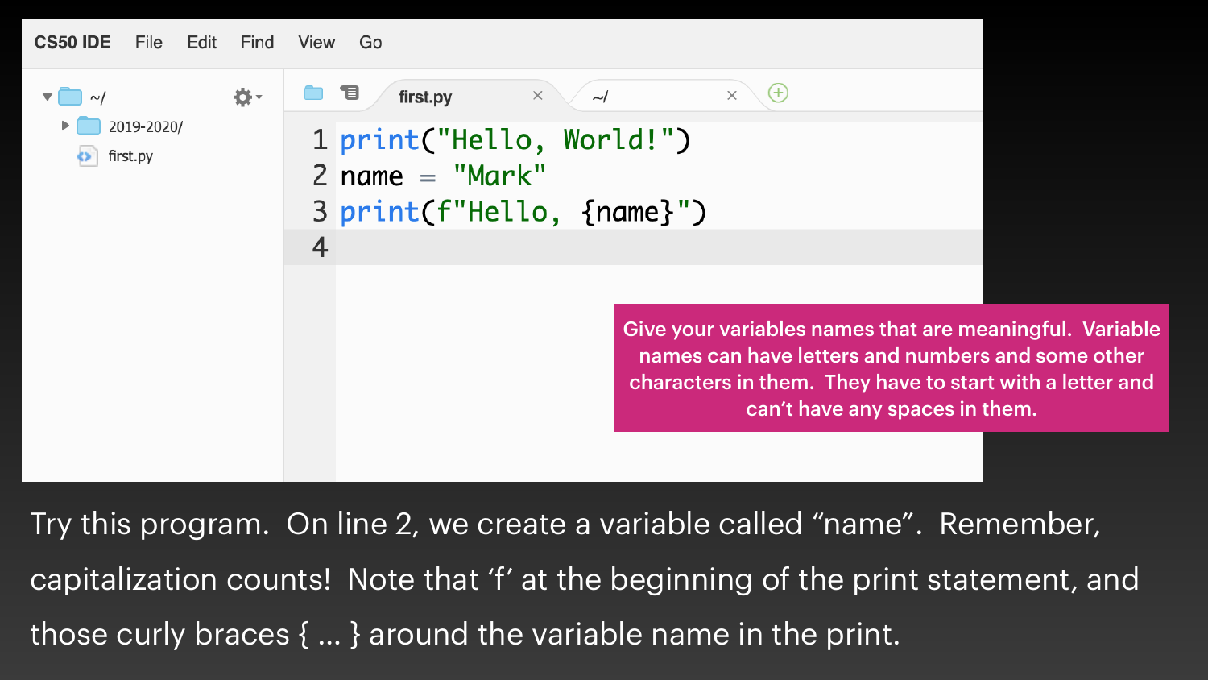```python
print("Hello, World!")
name = "Mark"
print(f"Hello, {name}")
```

Give your variables names that are meaningful. Variable names can have letters and numbers and some other characters in them. They have to start with a letter and can't have any spaces in them.

Try this program. On line 2, we create a variable called "name". Remember, capitalization counts! Note that 'f' at the beginning of the print statement, and those curly braces { ... } around the variable name in the print.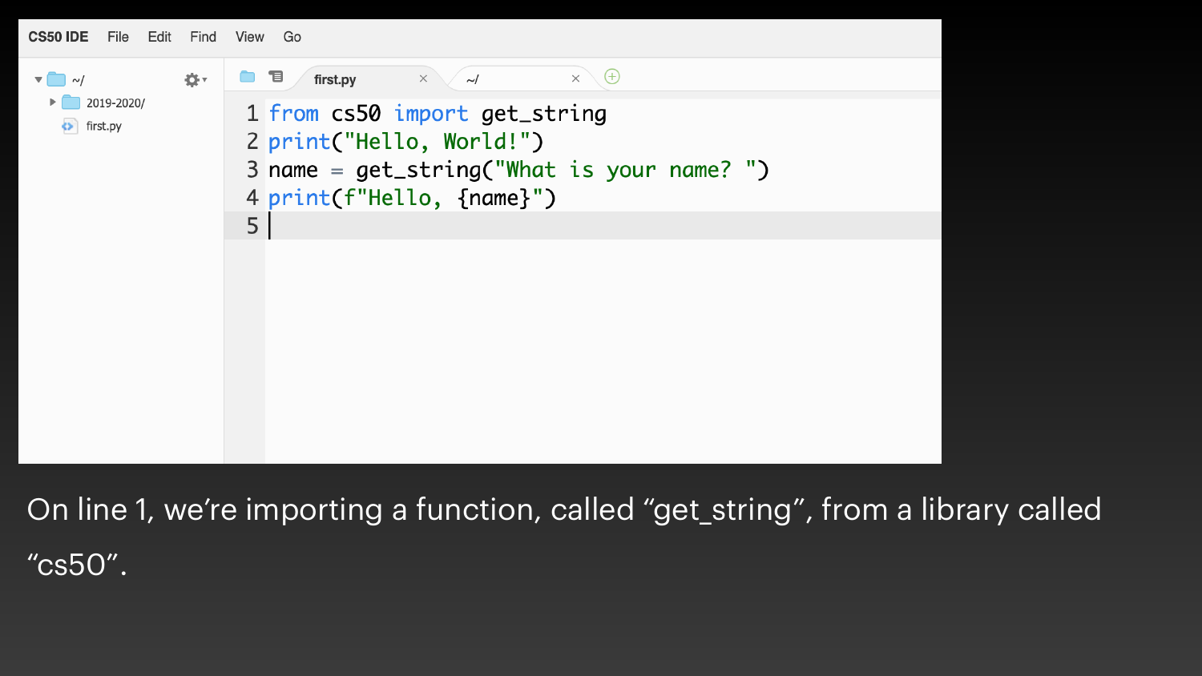```python
from cs50 import get_string
print("Hello, World!")
name = get_string("What is your name? ")
print(f"Hello, {name}")
```

On line 1, we're importing a function, called "get_string", from a library called "cs50".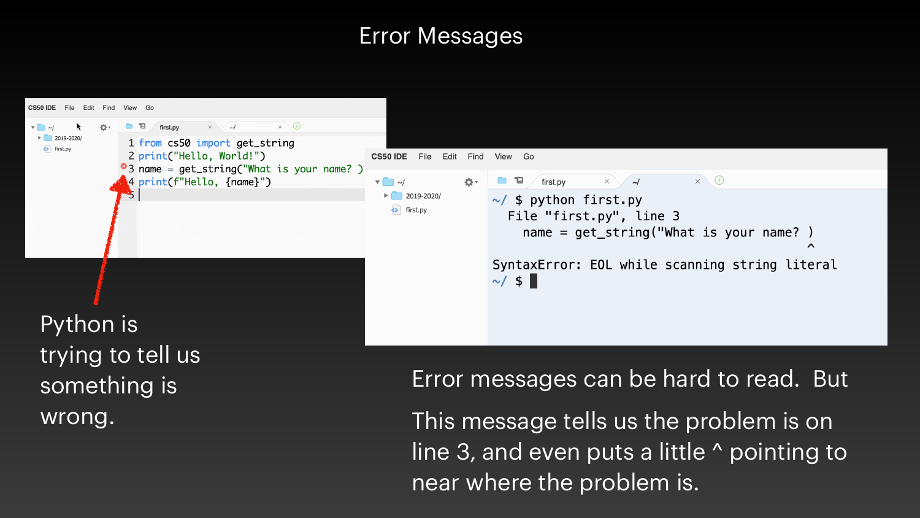# Error Messages

```
1 from cs50 import get_string
2 print("Hello, World!")
3 name = get_string("What is your name? )
4 print(f"Hello, {name}")
5
```

```
~/ $ python first.py
  File "first.py", line 3
    name = get_string("What is your name? )
                                          ^
SyntaxError: EOL while scanning string literal
~/ $
```

Python is trying to tell us something is wrong.

Error messages can be hard to read. But

This message tells us the problem is on line 3, and even puts a little ^ pointing to near where the problem is.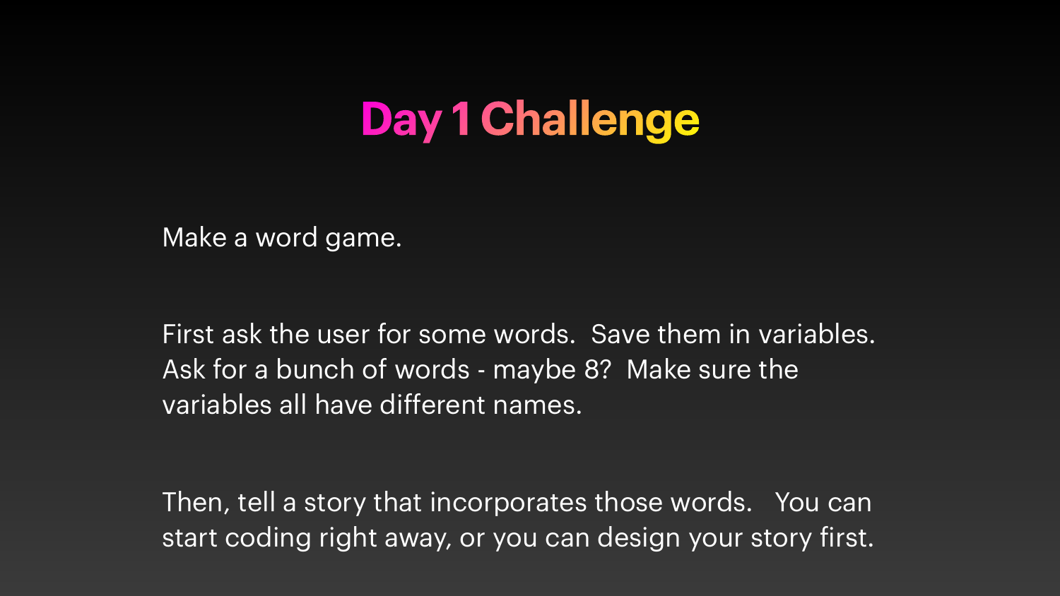# Day 1 Challenge

Make a word game.

First ask the user for some words. Save them in variables. Ask for a bunch of words - maybe 8? Make sure the variables all have different names.

Then, tell a story that incorporates those words. You can start coding right away, or you can design your story first.